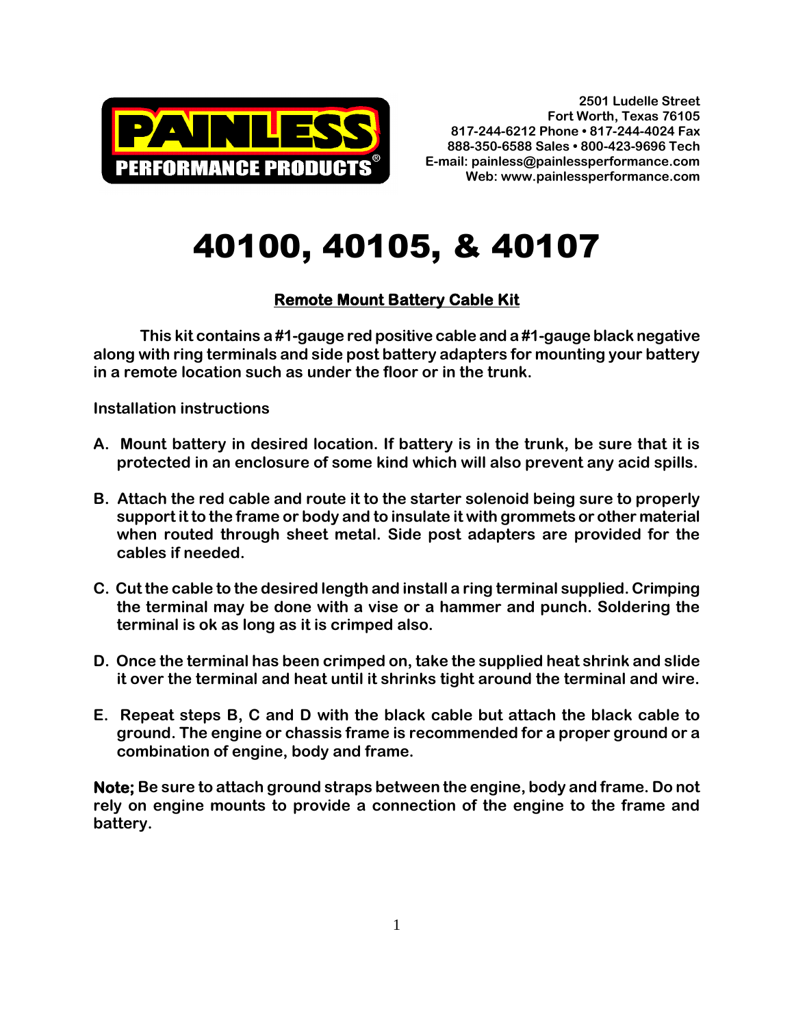**PAINLESS PERFORMANCE PRODUCTS®**

2501 Ludelle Street
Fort Worth, Texas 76105
817-244-6212 Phone • 817-244-4024 Fax
888-350-6588 Sales • 800-423-9696 Tech
E-mail: painless@painlessperformance.com
Web: www.painlessperformance.com

# 40100, 40105, & 40107

## Remote Mount Battery Cable Kit

This kit contains a #1-gauge red positive cable and a #1-gauge black negative along with ring terminals and side post battery adapters for mounting your battery in a remote location such as under the floor or in the trunk.

Installation instructions

A. Mount battery in desired location. If battery is in the trunk, be sure that it is protected in an enclosure of some kind which will also prevent any acid spills.

B. Attach the red cable and route it to the starter solenoid being sure to properly support it to the frame or body and to insulate it with grommets or other material when routed through sheet metal. Side post adapters are provided for the cables if needed.

C. Cut the cable to the desired length and install a ring terminal supplied. Crimping the terminal may be done with a vise or a hammer and punch. Soldering the terminal is ok as long as it is crimped also.

D. Once the terminal has been crimped on, take the supplied heat shrink and slide it over the terminal and heat until it shrinks tight around the terminal and wire.

E. Repeat steps B, C and D with the black cable but attach the black cable to ground. The engine or chassis frame is recommended for a proper ground or a combination of engine, body and frame.

**Note;** Be sure to attach ground straps between the engine, body and frame. Do not rely on engine mounts to provide a connection of the engine to the frame and battery.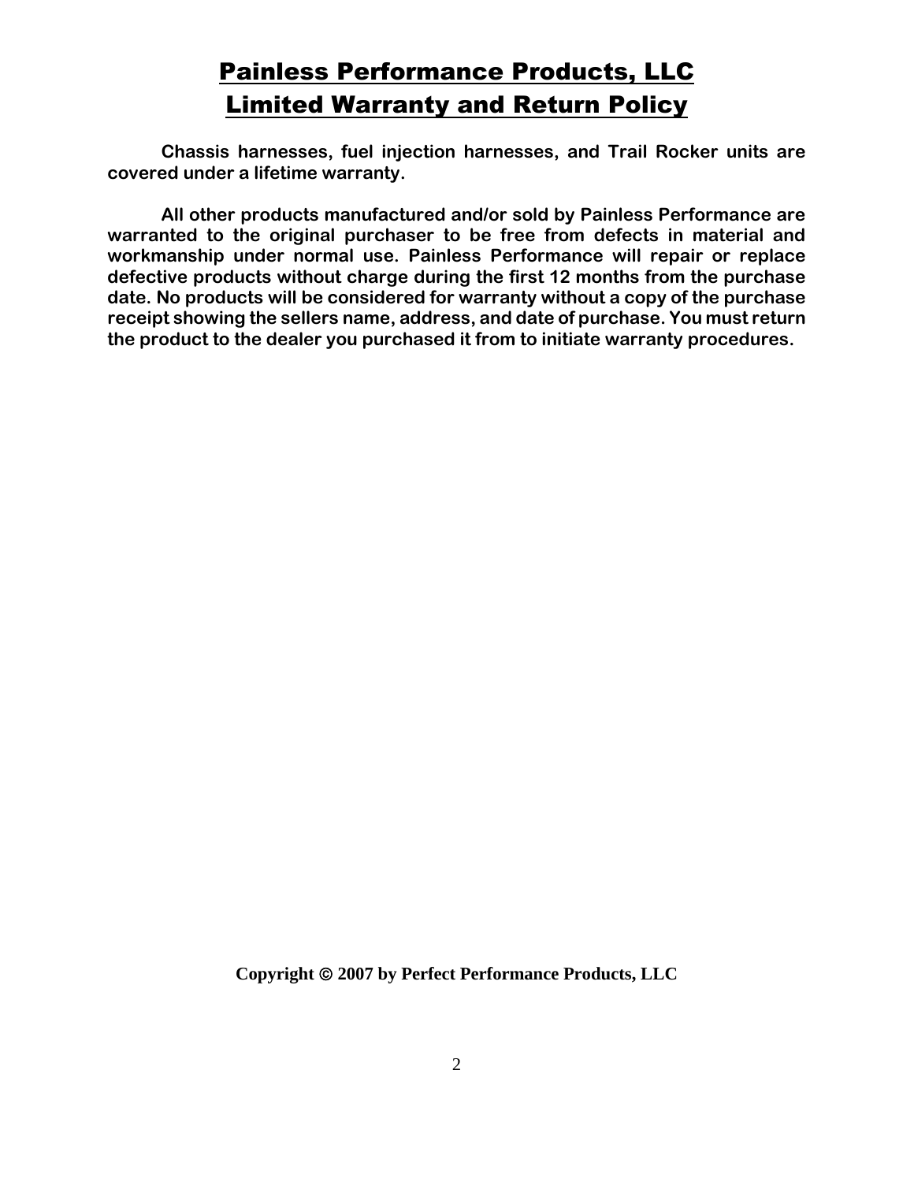# Painless Performance Products, LLC
# Limited Warranty and Return Policy

**Chassis harnesses, fuel injection harnesses, and Trail Rocker units are covered under a lifetime warranty.**

**All other products manufactured and/or sold by Painless Performance are warranted to the original purchaser to be free from defects in material and workmanship under normal use. Painless Performance will repair or replace defective products without charge during the first 12 months from the purchase date. No products will be considered for warranty without a copy of the purchase receipt showing the sellers name, address, and date of purchase. You must return the product to the dealer you purchased it from to initiate warranty procedures.**

**Copyright © 2007 by Perfect Performance Products, LLC**